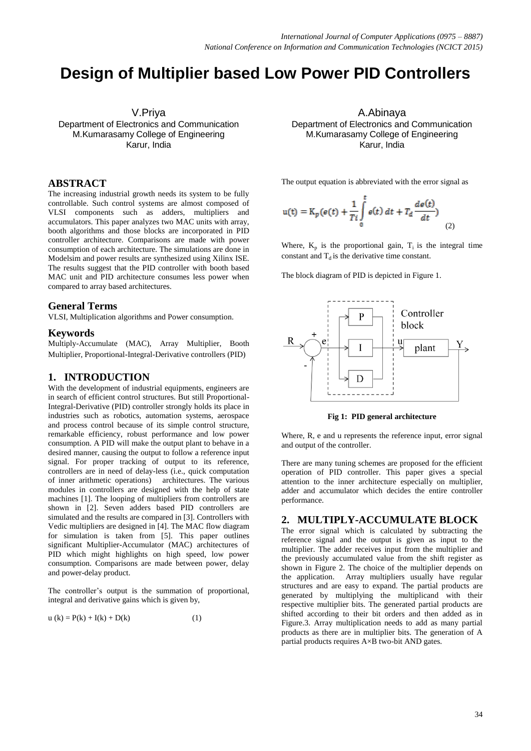# Design of Multiplier based Low Power PID Controllers

V.Priya
Department of Electronics and Communication
M.Kumarasamy College of Engineering
Karur, India

A.Abinaya
Department of Electronics and Communication
M.Kumarasamy College of Engineering
Karur, India

## ABSTRACT

The increasing industrial growth needs its system to be fully controllable. Such control systems are almost composed of VLSI components such as adders, multipliers and accumulators. This paper analyzes two MAC units with array, booth algorithms and those blocks are incorporated in PID controller architecture. Comparisons are made with power consumption of each architecture. The simulations are done in Modelsim and power results are synthesized using Xilinx ISE. The results suggest that the PID controller with booth based MAC unit and PID architecture consumes less power when compared to array based architectures.

## General Terms

VLSI, Multiplication algorithms and Power consumption.

## Keywords

Multiply-Accumulate (MAC), Array Multiplier, Booth Multiplier, Proportional-Integral-Derivative controllers (PID)

## 1. INTRODUCTION

With the development of industrial equipments, engineers are in search of efficient control structures. But still Proportional-Integral-Derivative (PID) controller strongly holds its place in industries such as robotics, automation systems, aerospace and process control because of its simple control structure, remarkable efficiency, robust performance and low power consumption. A PID will make the output plant to behave in a desired manner, causing the output to follow a reference input signal. For proper tracking of output to its reference, controllers are in need of delay-less (i.e., quick computation of inner arithmetic operations) architectures. The various modules in controllers are designed with the help of state machines [1]. The looping of multipliers from controllers are shown in [2]. Seven adders based PID controllers are simulated and the results are compared in [3]. Controllers with Vedic multipliers are designed in [4]. The MAC flow diagram for simulation is taken from [5]. This paper outlines significant Multiplier-Accumulator (MAC) architectures of PID which might highlights on high speed, low power consumption. Comparisons are made between power, delay and power-delay product.

The controller's output is the summation of proportional, integral and derivative gains which is given by,

$$u(k) = P(k) + I(k) + D(k) \qquad (1)$$

The output equation is abbreviated with the error signal as

$$u(t) = K_p\left(e(t) + \frac{1}{Ti}\int_0^t e(t)\,dt + T_d\frac{de(t)}{dt}\right) \qquad (2)$$

Where, $K_p$ is the proportional gain, $T_i$ is the integral time constant and $T_d$ is the derivative time constant.

The block diagram of PID is depicted in Figure 1.

**Fig 1: PID general architecture**

Where, R, e and u represents the reference input, error signal and output of the controller.

There are many tuning schemes are proposed for the efficient operation of PID controller. This paper gives a special attention to the inner architecture especially on multiplier, adder and accumulator which decides the entire controller performance.

## 2. MULTIPLY-ACCUMULATE BLOCK

The error signal which is calculated by subtracting the reference signal and the output is given as input to the multiplier. The adder receives input from the multiplier and the previously accumulated value from the shift register as shown in Figure 2. The choice of the multiplier depends on the application. Array multipliers usually have regular structures and are easy to expand. The partial products are generated by multiplying the multiplicand with their respective multiplier bits. The generated partial products are shifted according to their bit orders and then added as in Figure.3. Array multiplication needs to add as many partial products as there are in multiplier bits. The generation of A partial products requires A×B two-bit AND gates.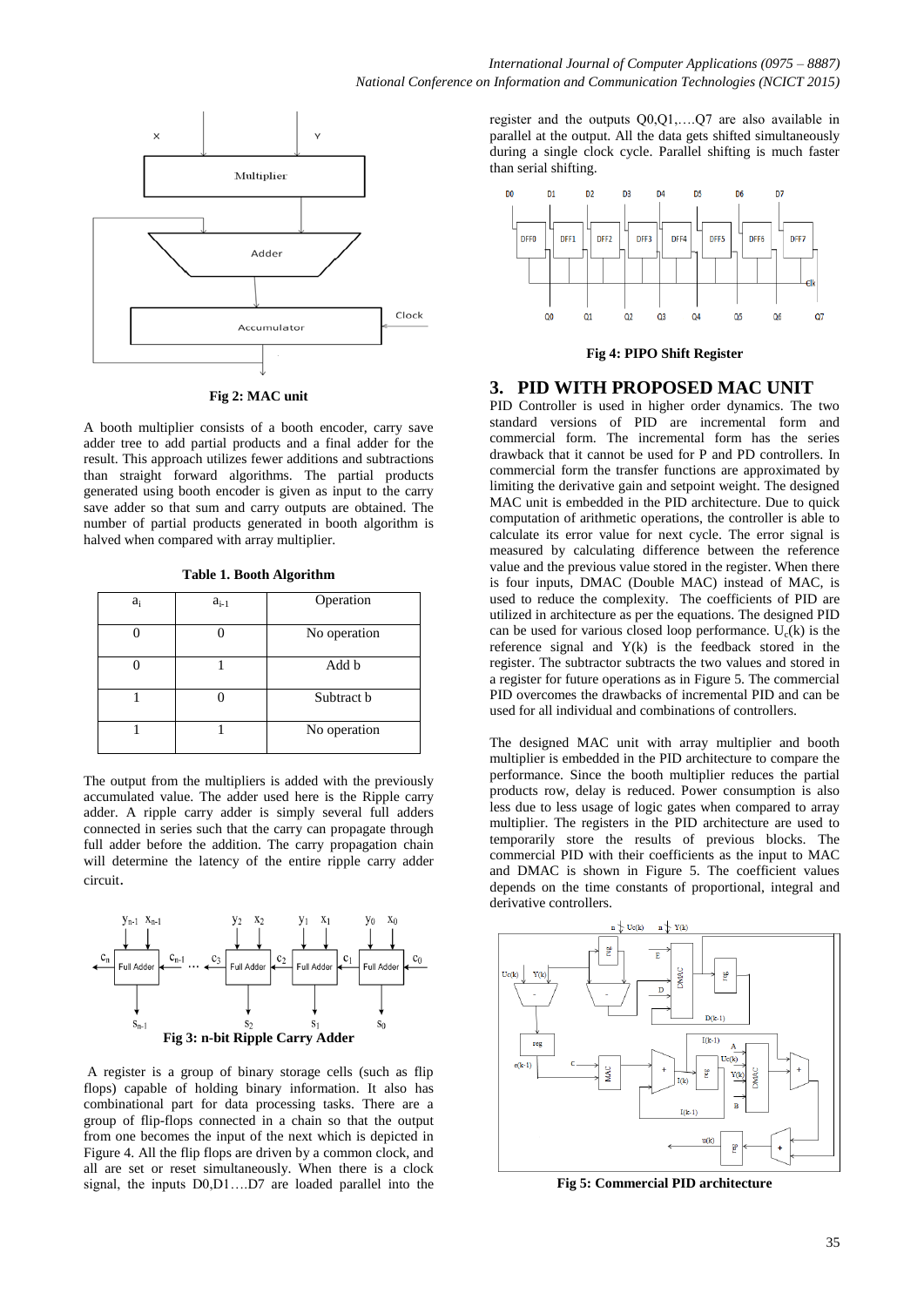Fig 2: MAC unit

A booth multiplier consists of a booth encoder, carry save adder tree to add partial products and a final adder for the result. This approach utilizes fewer additions and subtractions than straight forward algorithms. The partial products generated using booth encoder is given as input to the carry save adder so that sum and carry outputs are obtained. The number of partial products generated in booth algorithm is halved when compared with array multiplier.

**Table 1. Booth Algorithm**

| $a_i$ | $a_{i-1}$ | Operation |
|---|---|---|
| 0 | 0 | No operation |
| 0 | 1 | Add b |
| 1 | 0 | Subtract b |
| 1 | 1 | No operation |

The output from the multipliers is added with the previously accumulated value. The adder used here is the Ripple carry adder. A ripple carry adder is simply several full adders connected in series such that the carry can propagate through full adder before the addition. The carry propagation chain will determine the latency of the entire ripple carry adder circuit.

**Fig 3: n-bit Ripple Carry Adder**

A register is a group of binary storage cells (such as flip flops) capable of holding binary information. It also has combinational part for data processing tasks. There are a group of flip-flops connected in a chain so that the output from one becomes the input of the next which is depicted in Figure 4. All the flip flops are driven by a common clock, and all are set or reset simultaneously. When there is a clock signal, the inputs D0,D1….D7 are loaded parallel into the register and the outputs Q0,Q1,….Q7 are also available in parallel at the output. All the data gets shifted simultaneously during a single clock cycle. Parallel shifting is much faster than serial shifting.

**Fig 4: PIPO Shift Register**

## 3. PID WITH PROPOSED MAC UNIT

PID Controller is used in higher order dynamics. The two standard versions of PID are incremental form and commercial form. The incremental form has the series drawback that it cannot be used for P and PD controllers. In commercial form the transfer functions are approximated by limiting the derivative gain and setpoint weight. The designed MAC unit is embedded in the PID architecture. Due to quick computation of arithmetic operations, the controller is able to calculate its error value for next cycle. The error signal is measured by calculating difference between the reference value and the previous value stored in the register. When there is four inputs, DMAC (Double MAC) instead of MAC, is used to reduce the complexity. The coefficients of PID are utilized in architecture as per the equations. The designed PID can be used for various closed loop performance. $U_c(k)$ is the reference signal and $Y(k)$ is the feedback stored in the register. The subtractor subtracts the two values and stored in a register for future operations as in Figure 5. The commercial PID overcomes the drawbacks of incremental PID and can be used for all individual and combinations of controllers.

The designed MAC unit with array multiplier and booth multiplier is embedded in the PID architecture to compare the performance. Since the booth multiplier reduces the partial products row, delay is reduced. Power consumption is also less due to less usage of logic gates when compared to array multiplier. The registers in the PID architecture are used to temporarily store the results of previous blocks. The commercial PID with their coefficients as the input to MAC and DMAC is shown in Figure 5. The coefficient values depends on the time constants of proportional, integral and derivative controllers.

**Fig 5: Commercial PID architecture**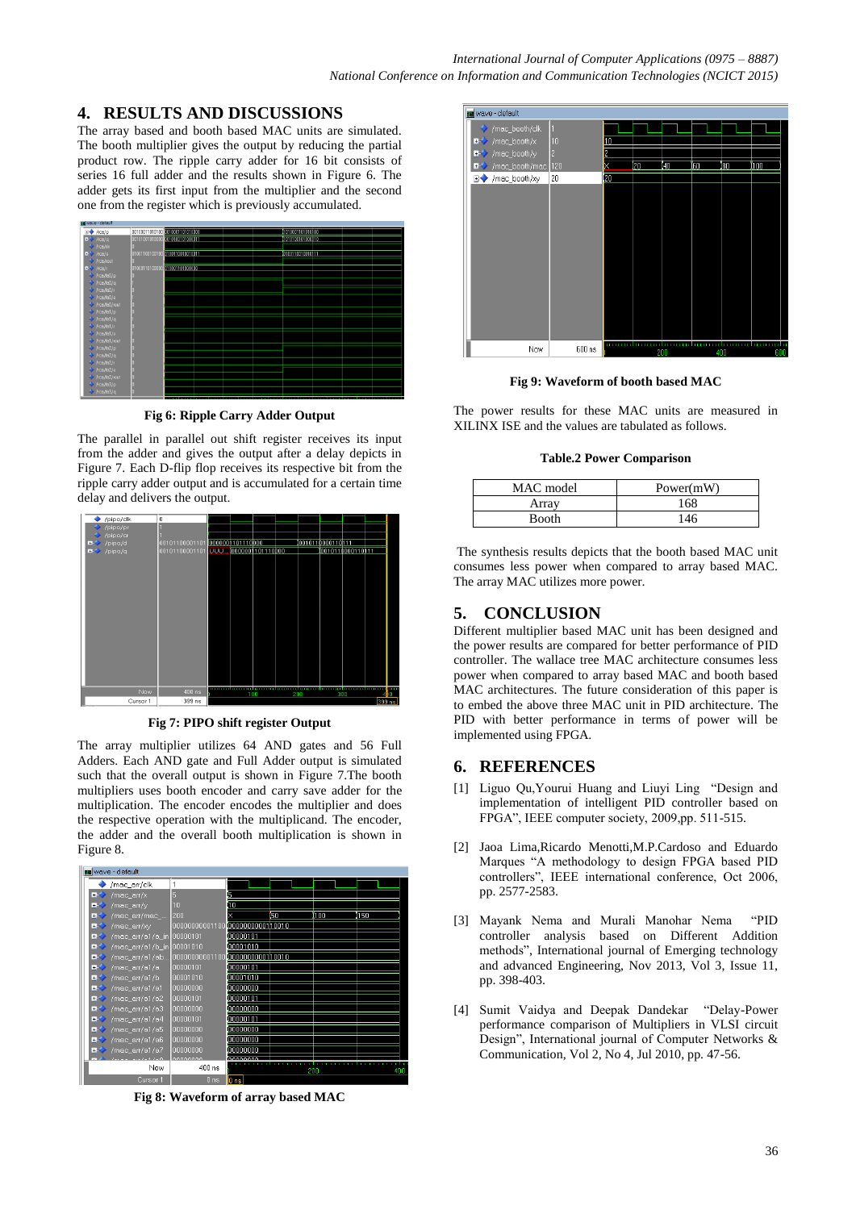## 4. RESULTS AND DISCUSSIONS

The array based and booth based MAC units are simulated. The booth multiplier gives the output by reducing the partial product row. The ripple carry adder for 16 bit consists of series 16 full adder and the results shown in Figure 6. The adder gets its first input from the multiplier and the second one from the register which is previously accumulated.

**Fig 6: Ripple Carry Adder Output**

The parallel in parallel out shift register receives its input from the adder and gives the output after a delay depicts in Figure 7. Each D-flip flop receives its respective bit from the ripple carry adder output and is accumulated for a certain time delay and delivers the output.

**Fig 7: PIPO shift register Output**

The array multiplier utilizes 64 AND gates and 56 Full Adders. Each AND gate and Full Adder output is simulated such that the overall output is shown in Figure 7.The booth multipliers uses booth encoder and carry save adder for the multiplication. The encoder encodes the multiplier and does the respective operation with the multiplicand. The encoder, the adder and the overall booth multiplication is shown in Figure 8.

**Fig 8: Waveform of array based MAC**

**Fig 9: Waveform of booth based MAC**

The power results for these MAC units are measured in XILINX ISE and the values are tabulated as follows.

**Table.2 Power Comparison**

| MAC model | Power(mW) |
|---|---|
| Array | 168 |
| Booth | 146 |

The synthesis results depicts that the booth based MAC unit consumes less power when compared to array based MAC. The array MAC utilizes more power.

## 5. CONCLUSION

Different multiplier based MAC unit has been designed and the power results are compared for better performance of PID controller. The wallace tree MAC architecture consumes less power when compared to array based MAC and booth based MAC architectures. The future consideration of this paper is to embed the above three MAC unit in PID architecture. The PID with better performance in terms of power will be implemented using FPGA.

## 6. REFERENCES

[1] Liguo Qu,Yourui Huang and Liuyi Ling "Design and implementation of intelligent PID controller based on FPGA", IEEE computer society, 2009,pp. 511-515.

[2] Jaoa Lima,Ricardo Menotti,M.P.Cardoso and Eduardo Marques "A methodology to design FPGA based PID controllers", IEEE international conference, Oct 2006, pp. 2577-2583.

[3] Mayank Nema and Murali Manohar Nema "PID controller analysis based on Different Addition methods", International journal of Emerging technology and advanced Engineering, Nov 2013, Vol 3, Issue 11, pp. 398-403.

[4] Sumit Vaidya and Deepak Dandekar "Delay-Power performance comparison of Multipliers in VLSI circuit Design", International journal of Computer Networks & Communication, Vol 2, No 4, Jul 2010, pp. 47-56.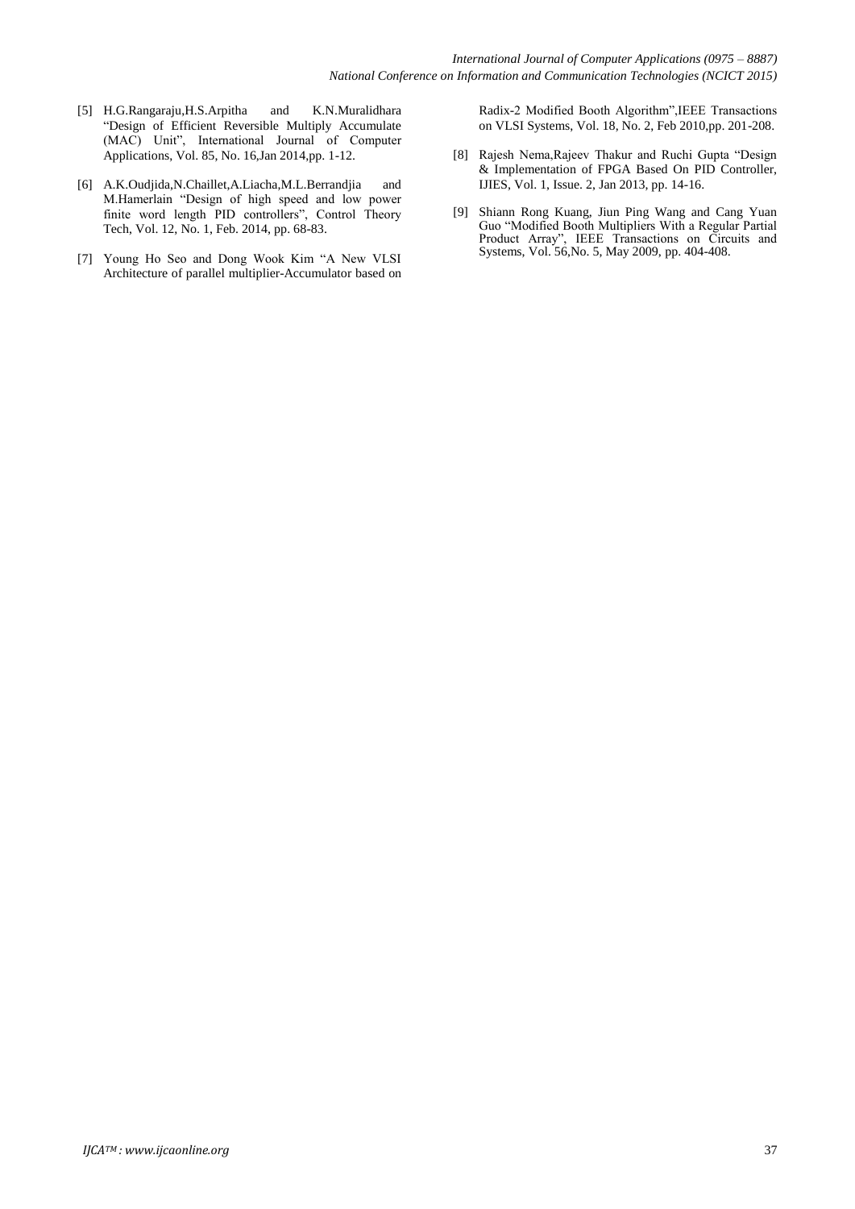[5] H.G.Rangaraju,H.S.Arpitha and K.N.Muralidhara "Design of Efficient Reversible Multiply Accumulate (MAC) Unit", International Journal of Computer Applications, Vol. 85, No. 16,Jan 2014,pp. 1-12.

[6] A.K.Oudjida,N.Chaillet,A.Liacha,M.L.Berrandjia and M.Hamerlain "Design of high speed and low power finite word length PID controllers", Control Theory Tech, Vol. 12, No. 1, Feb. 2014, pp. 68-83.

[7] Young Ho Seo and Dong Wook Kim "A New VLSI Architecture of parallel multiplier-Accumulator based on Radix-2 Modified Booth Algorithm",IEEE Transactions on VLSI Systems, Vol. 18, No. 2, Feb 2010,pp. 201-208.

[8] Rajesh Nema,Rajeev Thakur and Ruchi Gupta "Design & Implementation of FPGA Based On PID Controller, IJIES, Vol. 1, Issue. 2, Jan 2013, pp. 14-16.

[9] Shiann Rong Kuang, Jiun Ping Wang and Cang Yuan Guo "Modified Booth Multipliers With a Regular Partial Product Array", IEEE Transactions on Circuits and Systems, Vol. 56,No. 5, May 2009, pp. 404-408.